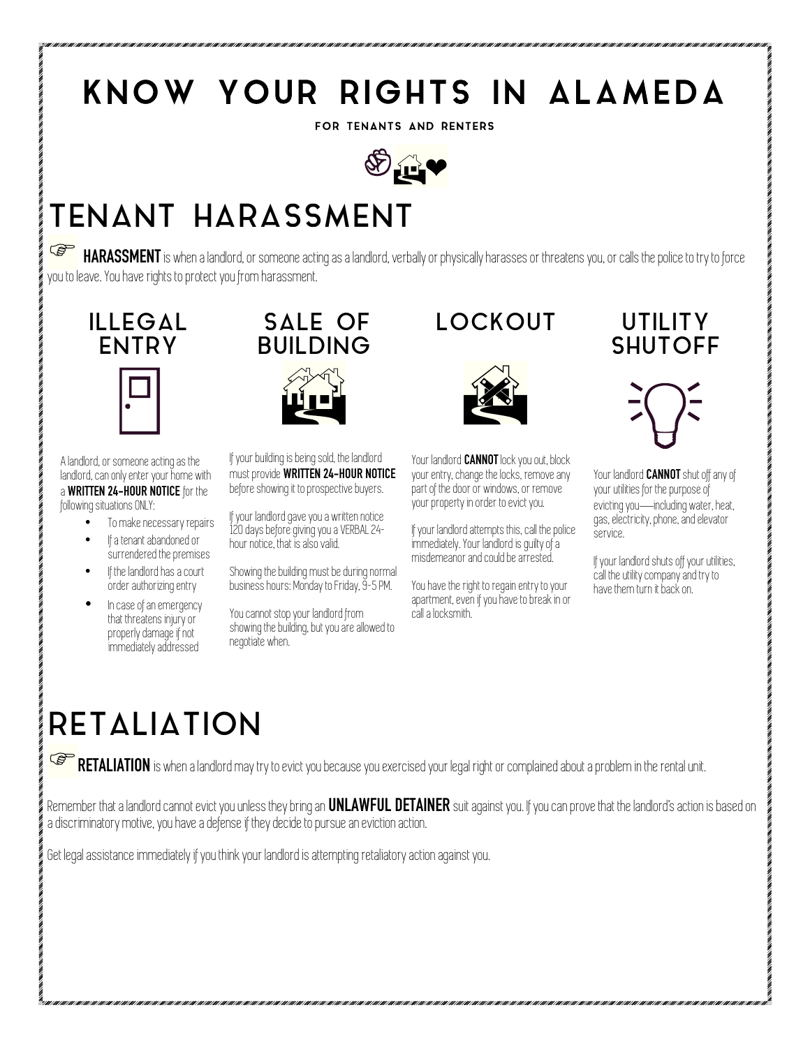# KNOW YOUR RIGHTS IN ALAMEDA

FOR TENANTS AND RENTERS

## TENANT HARASSMENT

☞ **HARASSMENT** is when a landlord, or someone acting as a landlord, verbally or physically harasses or threatens you, or calls the police to try to force you to leave. You have rights to protect you from harassment.

### ILLEGAL ENTRY

A landlord, or someone acting as the landlord, can only enter your home with a **WRITTEN 24-HOUR NOTICE** for the following situations ONLY:

- To make necessary repairs
- If a tenant abandoned or surrendered the premises
- If the landlord has a court order authorizing entry
- In case of an emergency that threatens injury or properly damage if not immediately addressed

### SALE OF BUILDING

If your building is being sold, the landlord must provide **WRITTEN 24-HOUR NOTICE** before showing it to prospective buyers.

If your landlord gave you a written notice 120 days before giving you a VERBAL 24-hour notice, that is also valid.

Showing the building must be during normal business hours: Monday to Friday, 9-5 PM.

You cannot stop your landlord from showing the building, but you are allowed to negotiate when.

### LOCKOUT

Your landlord **CANNOT** lock you out, block your entry, change the locks, remove any part of the door or windows, or remove your property in order to evict you.

If your landlord attempts this, call the police immediately. Your landlord is guilty of a misdemeanor and could be arrested.

You have the right to regain entry to your apartment, even if you have to break in or call a locksmith.

### UTILITY SHUTOFF

Your landlord **CANNOT** shut off any of your utilities for the purpose of evicting you—including water, heat, gas, electricity, phone, and elevator service.

If your landlord shuts off your utilities, call the utility company and try to have them turn it back on.

## RETALIATION

☞ **RETALIATION** is when a landlord may try to evict you because you exercised your legal right or complained about a problem in the rental unit.

Remember that a landlord cannot evict you unless they bring an **UNLAWFUL DETAINER** suit against you. If you can prove that the landlord's action is based on a discriminatory motive, you have a defense if they decide to pursue an eviction action.

Get legal assistance immediately if you think your landlord is attempting retaliatory action against you.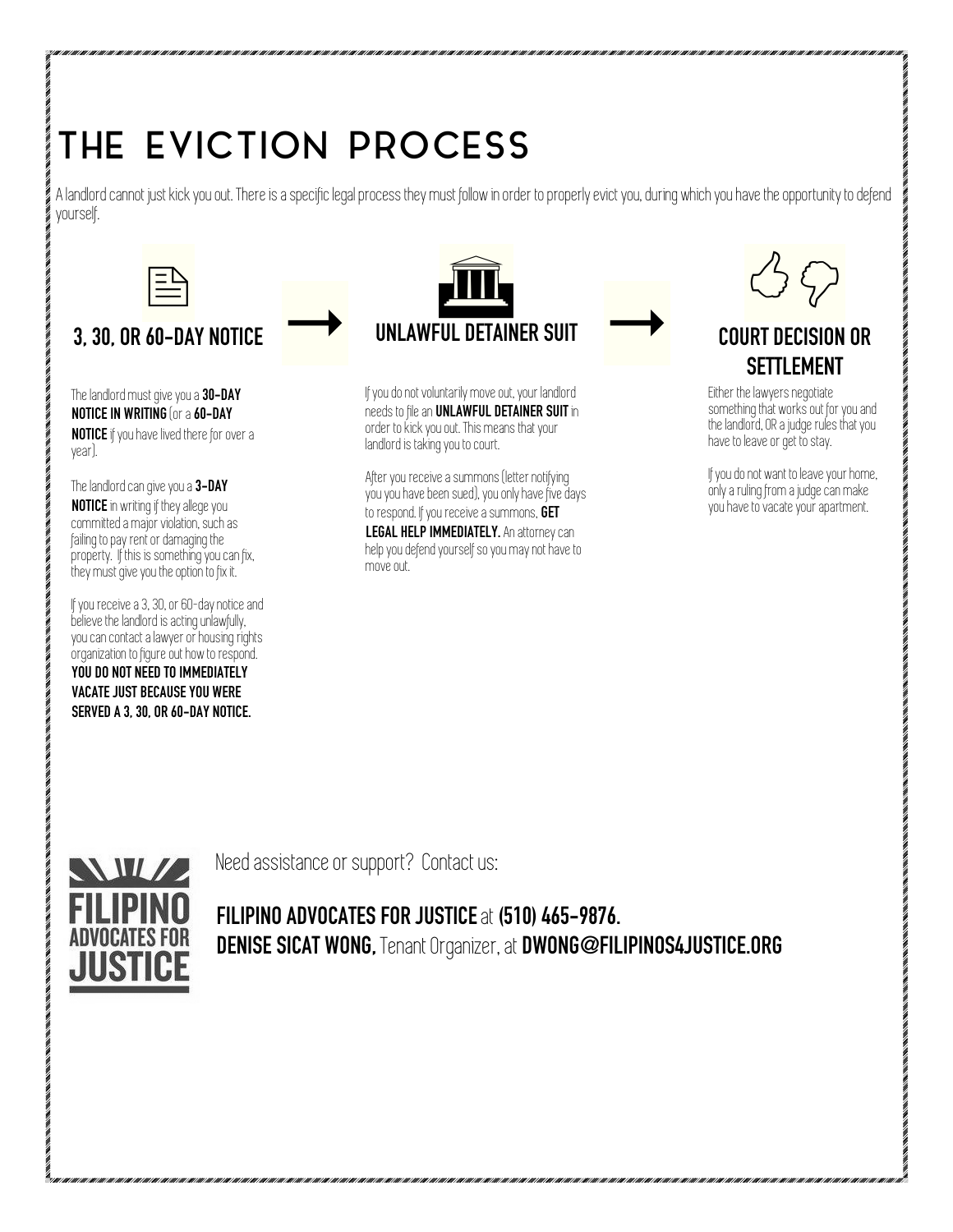# THE EVICTION PROCESS

A landlord cannot just kick you out. There is a specific legal process they must follow in order to properly evict you, during which you have the opportunity to defend yourself.

## 3, 30, OR 60-DAY NOTICE

The landlord must give you a **30-DAY NOTICE IN WRITING** (or a **60-DAY NOTICE** if you have lived there for over a year).

The landlord can give you a **3-DAY NOTICE** in writing if they allege you committed a major violation, such as failing to pay rent or damaging the property. If this is something you can fix, they must give you the option to fix it.

If you receive a 3, 30, or 60-day notice and believe the landlord is acting unlawfully, you can contact a lawyer or housing rights organization to figure out how to respond. **YOU DO NOT NEED TO IMMEDIATELY VACATE JUST BECAUSE YOU WERE SERVED A 3, 30, OR 60-DAY NOTICE.**

## UNLAWFUL DETAINER SUIT

If you do not voluntarily move out, your landlord needs to file an **UNLAWFUL DETAINER SUIT** in order to kick you out. This means that your landlord is taking you to court.

After you receive a summons (letter notifying you you have been sued), you only have five days to respond. If you receive a summons, **GET LEGAL HELP IMMEDIATELY.** An attorney can help you defend yourself so you may not have to move out.

## COURT DECISION OR SETTLEMENT

Either the lawyers negotiate something that works out for you and the landlord, OR a judge rules that you have to leave or get to stay.

If you do not want to leave your home, only a ruling from a judge can make you have to vacate your apartment.

FILIPINO ADVOCATES FOR JUSTICE

Need assistance or support? Contact us:

**FILIPINO ADVOCATES FOR JUSTICE** at **(510) 465-9876.**
**DENISE SICAT WONG,** Tenant Organizer, at **DWONG@FILIPINOS4JUSTICE.ORG**